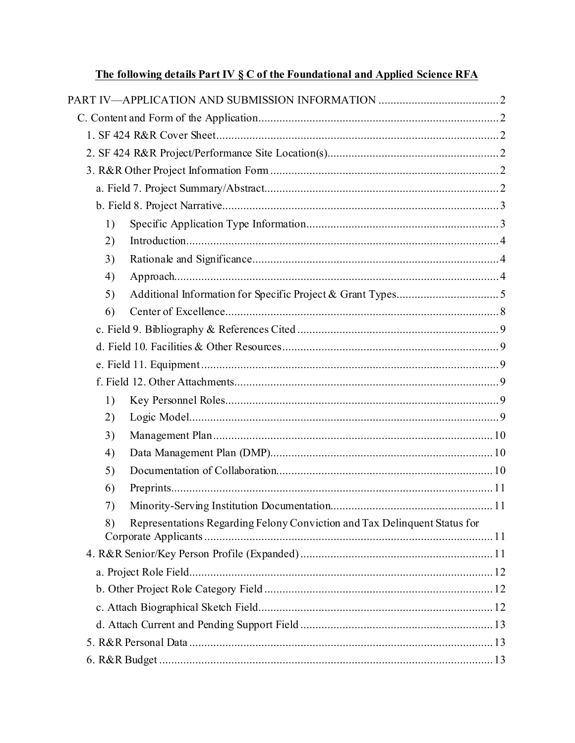**The following details Part IV § C of the Foundational and Applied Science RFA**

PART IV—APPLICATION AND SUBMISSION INFORMATION ........................................ 2

- C. Content and Form of the Application ........................................ 2
  - 1. SF 424 R&R Cover Sheet ........................................ 2
  - 2. SF 424 R&R Project/Performance Site Location(s) ........................................ 2
  - 3. R&R Other Project Information Form ........................................ 2
    - a. Field 7. Project Summary/Abstract ........................................ 2
    - b. Field 8. Project Narrative ........................................ 3
      - 1) Specific Application Type Information ........................................ 3
      - 2) Introduction ........................................ 4
      - 3) Rationale and Significance ........................................ 4
      - 4) Approach ........................................ 4
      - 5) Additional Information for Specific Project & Grant Types ........................................ 5
      - 6) Center of Excellence ........................................ 8
    - c. Field 9. Bibliography & References Cited ........................................ 9
    - d. Field 10. Facilities & Other Resources ........................................ 9
    - e. Field 11. Equipment ........................................ 9
    - f. Field 12. Other Attachments ........................................ 9
      - 1) Key Personnel Roles ........................................ 9
      - 2) Logic Model ........................................ 9
      - 3) Management Plan ........................................ 10
      - 4) Data Management Plan (DMP) ........................................ 10
      - 5) Documentation of Collaboration ........................................ 10
      - 6) Preprints ........................................ 11
      - 7) Minority-Serving Institution Documentation ........................................ 11
      - 8) Representations Regarding Felony Conviction and Tax Delinquent Status for Corporate Applicants ........................................ 11
  - 4. R&R Senior/Key Person Profile (Expanded) ........................................ 11
    - a. Project Role Field ........................................ 12
    - b. Other Project Role Category Field ........................................ 12
    - c. Attach Biographical Sketch Field ........................................ 12
    - d. Attach Current and Pending Support Field ........................................ 13
  - 5. R&R Personal Data ........................................ 13
  - 6. R&R Budget ........................................ 13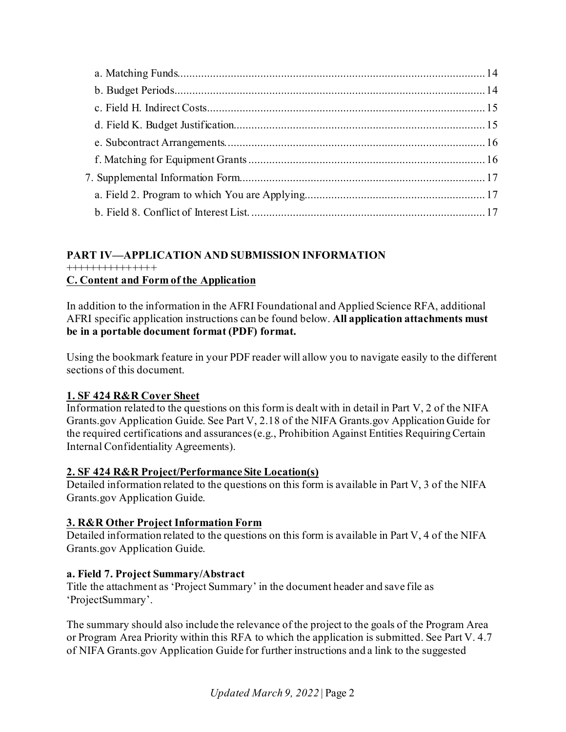a. Matching Funds........................................................................................................14
b. Budget Periods..........................................................................................................14
c. Field H. Indirect Costs..............................................................................................15
d. Field K. Budget Justification.....................................................................................15
e. Subcontract Arrangements........................................................................................16
f. Matching for Equipment Grants................................................................................16
7. Supplemental Information Form...................................................................................17
a. Field 2. Program to which You are Applying............................................................17
b. Field 8. Conflict of Interest List.................................................................................17

**PART IV—APPLICATION AND SUBMISSION INFORMATION**

++++++++++++++

**C. Content and Form of the Application**

In addition to the information in the AFRI Foundational and Applied Science RFA, additional AFRI specific application instructions can be found below. **All application attachments must be in a portable document format (PDF) format.**

Using the bookmark feature in your PDF reader will allow you to navigate easily to the different sections of this document.

**1. SF 424 R&R Cover Sheet**

Information related to the questions on this form is dealt with in detail in Part V, 2 of the NIFA Grants.gov Application Guide. See Part V, 2.18 of the NIFA Grants.gov Application Guide for the required certifications and assurances (e.g., Prohibition Against Entities Requiring Certain Internal Confidentiality Agreements).

**2. SF 424 R&R Project/Performance Site Location(s)**

Detailed information related to the questions on this form is available in Part V, 3 of the NIFA Grants.gov Application Guide.

**3. R&R Other Project Information Form**

Detailed information related to the questions on this form is available in Part V, 4 of the NIFA Grants.gov Application Guide.

**a. Field 7. Project Summary/Abstract**

Title the attachment as 'Project Summary' in the document header and save file as 'ProjectSummary'.

The summary should also include the relevance of the project to the goals of the Program Area or Program Area Priority within this RFA to which the application is submitted. See Part V. 4.7 of NIFA Grants.gov Application Guide for further instructions and a link to the suggested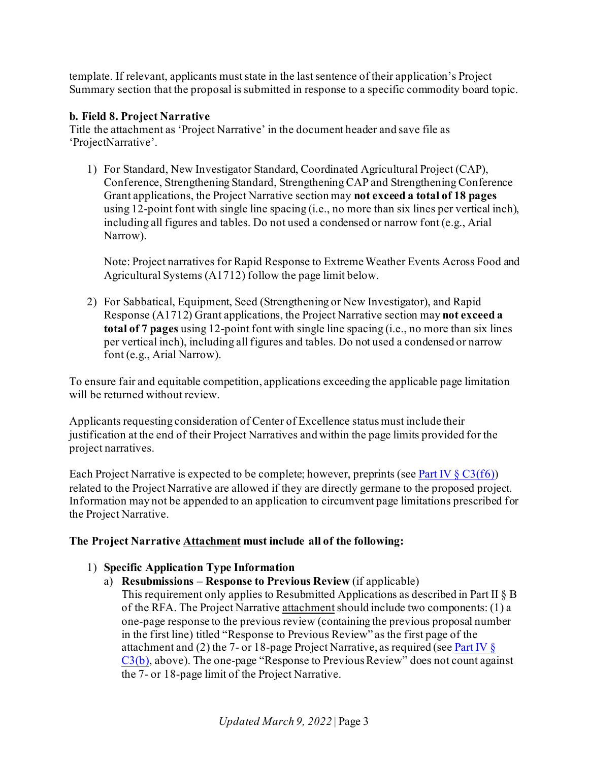template. If relevant, applicants must state in the last sentence of their application's Project Summary section that the proposal is submitted in response to a specific commodity board topic.

**b. Field 8. Project Narrative**

Title the attachment as 'Project Narrative' in the document header and save file as 'ProjectNarrative'.

1) For Standard, New Investigator Standard, Coordinated Agricultural Project (CAP), Conference, Strengthening Standard, Strengthening CAP and Strengthening Conference Grant applications, the Project Narrative section may **not exceed a total of 18 pages** using 12-point font with single line spacing (i.e., no more than six lines per vertical inch), including all figures and tables. Do not used a condensed or narrow font (e.g., Arial Narrow).

   Note: Project narratives for Rapid Response to Extreme Weather Events Across Food and Agricultural Systems (A1712) follow the page limit below.

2) For Sabbatical, Equipment, Seed (Strengthening or New Investigator), and Rapid Response (A1712) Grant applications, the Project Narrative section may **not exceed a total of 7 pages** using 12-point font with single line spacing (i.e., no more than six lines per vertical inch), including all figures and tables. Do not used a condensed or narrow font (e.g., Arial Narrow).

To ensure fair and equitable competition, applications exceeding the applicable page limitation will be returned without review.

Applicants requesting consideration of Center of Excellence status must include their justification at the end of their Project Narratives and within the page limits provided for the project narratives.

Each Project Narrative is expected to be complete; however, preprints (see Part IV § C3(f6)) related to the Project Narrative are allowed if they are directly germane to the proposed project. Information may not be appended to an application to circumvent page limitations prescribed for the Project Narrative.

**The Project Narrative Attachment must include all of the following:**

1) **Specific Application Type Information**
   a) **Resubmissions – Response to Previous Review** (if applicable)
      This requirement only applies to Resubmitted Applications as described in Part II § B of the RFA. The Project Narrative attachment should include two components: (1) a one-page response to the previous review (containing the previous proposal number in the first line) titled "Response to Previous Review" as the first page of the attachment and (2) the 7- or 18-page Project Narrative, as required (see Part IV § C3(b), above). The one-page "Response to Previous Review" does not count against the 7- or 18-page limit of the Project Narrative.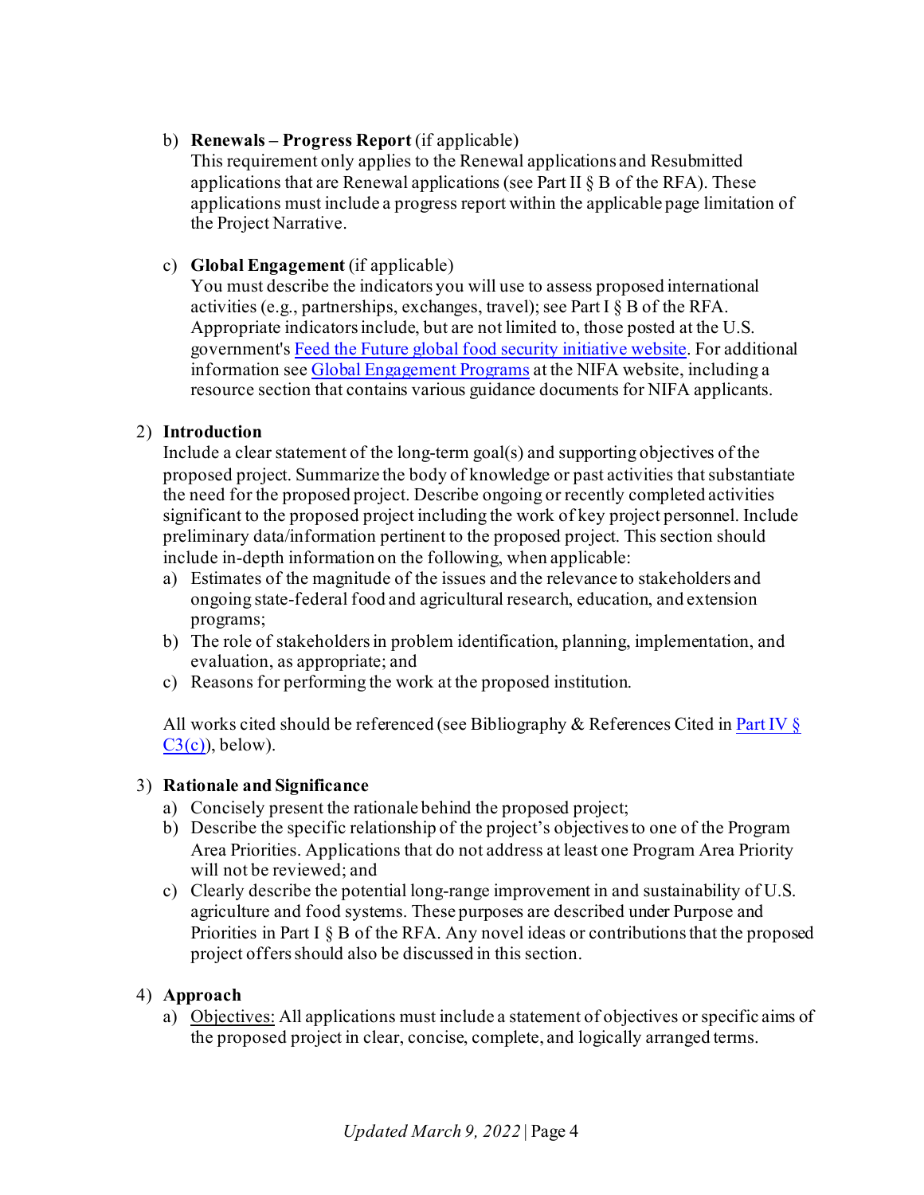b) **Renewals – Progress Report** (if applicable)
   This requirement only applies to the Renewal applications and Resubmitted applications that are Renewal applications (see Part II § B of the RFA). These applications must include a progress report within the applicable page limitation of the Project Narrative.

c) **Global Engagement** (if applicable)
   You must describe the indicators you will use to assess proposed international activities (e.g., partnerships, exchanges, travel); see Part I § B of the RFA. Appropriate indicators include, but are not limited to, those posted at the U.S. government's [Feed the Future global food security initiative website](). For additional information see [Global Engagement Programs]() at the NIFA website, including a resource section that contains various guidance documents for NIFA applicants.

2) **Introduction**
   Include a clear statement of the long-term goal(s) and supporting objectives of the proposed project. Summarize the body of knowledge or past activities that substantiate the need for the proposed project. Describe ongoing or recently completed activities significant to the proposed project including the work of key project personnel. Include preliminary data/information pertinent to the proposed project. This section should include in-depth information on the following, when applicable:
   a) Estimates of the magnitude of the issues and the relevance to stakeholders and ongoing state-federal food and agricultural research, education, and extension programs;
   b) The role of stakeholders in problem identification, planning, implementation, and evaluation, as appropriate; and
   c) Reasons for performing the work at the proposed institution.

   All works cited should be referenced (see Bibliography & References Cited in [Part IV § C3(c)](), below).

3) **Rationale and Significance**
   a) Concisely present the rationale behind the proposed project;
   b) Describe the specific relationship of the project's objectives to one of the Program Area Priorities. Applications that do not address at least one Program Area Priority will not be reviewed; and
   c) Clearly describe the potential long-range improvement in and sustainability of U.S. agriculture and food systems. These purposes are described under Purpose and Priorities in Part I § B of the RFA. Any novel ideas or contributions that the proposed project offers should also be discussed in this section.

4) **Approach**
   a) <u>Objectives:</u> All applications must include a statement of objectives or specific aims of the proposed project in clear, concise, complete, and logically arranged terms.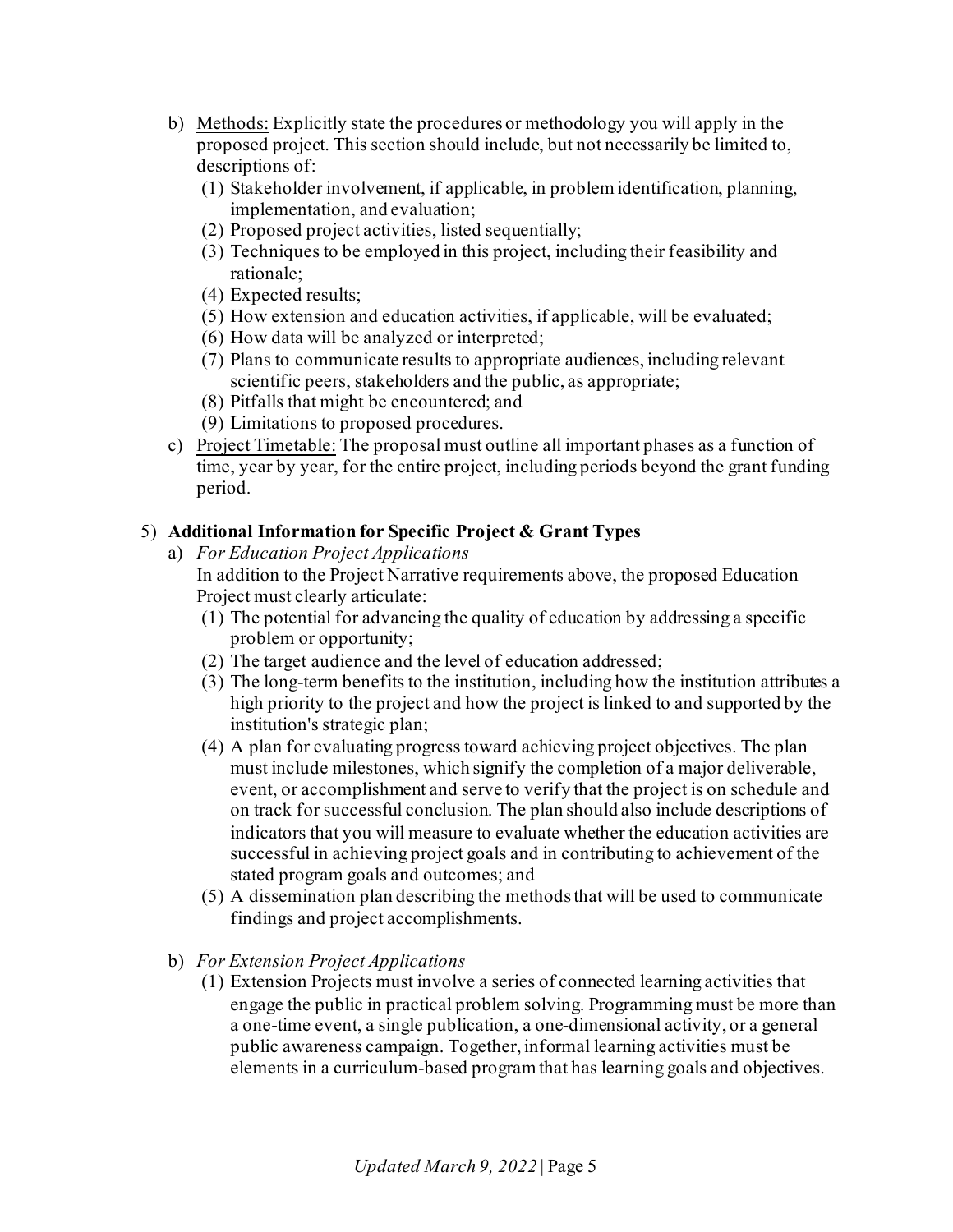b) Methods: Explicitly state the procedures or methodology you will apply in the proposed project. This section should include, but not necessarily be limited to, descriptions of:
   (1) Stakeholder involvement, if applicable, in problem identification, planning, implementation, and evaluation;
   (2) Proposed project activities, listed sequentially;
   (3) Techniques to be employed in this project, including their feasibility and rationale;
   (4) Expected results;
   (5) How extension and education activities, if applicable, will be evaluated;
   (6) How data will be analyzed or interpreted;
   (7) Plans to communicate results to appropriate audiences, including relevant scientific peers, stakeholders and the public, as appropriate;
   (8) Pitfalls that might be encountered; and
   (9) Limitations to proposed procedures.

c) Project Timetable: The proposal must outline all important phases as a function of time, year by year, for the entire project, including periods beyond the grant funding period.

5) **Additional Information for Specific Project & Grant Types**

a) *For Education Project Applications*

   In addition to the Project Narrative requirements above, the proposed Education Project must clearly articulate:
   (1) The potential for advancing the quality of education by addressing a specific problem or opportunity;
   (2) The target audience and the level of education addressed;
   (3) The long-term benefits to the institution, including how the institution attributes a high priority to the project and how the project is linked to and supported by the institution's strategic plan;
   (4) A plan for evaluating progress toward achieving project objectives. The plan must include milestones, which signify the completion of a major deliverable, event, or accomplishment and serve to verify that the project is on schedule and on track for successful conclusion. The plan should also include descriptions of indicators that you will measure to evaluate whether the education activities are successful in achieving project goals and in contributing to achievement of the stated program goals and outcomes; and
   (5) A dissemination plan describing the methods that will be used to communicate findings and project accomplishments.

b) *For Extension Project Applications*
   (1) Extension Projects must involve a series of connected learning activities that engage the public in practical problem solving. Programming must be more than a one-time event, a single publication, a one-dimensional activity, or a general public awareness campaign. Together, informal learning activities must be elements in a curriculum-based program that has learning goals and objectives.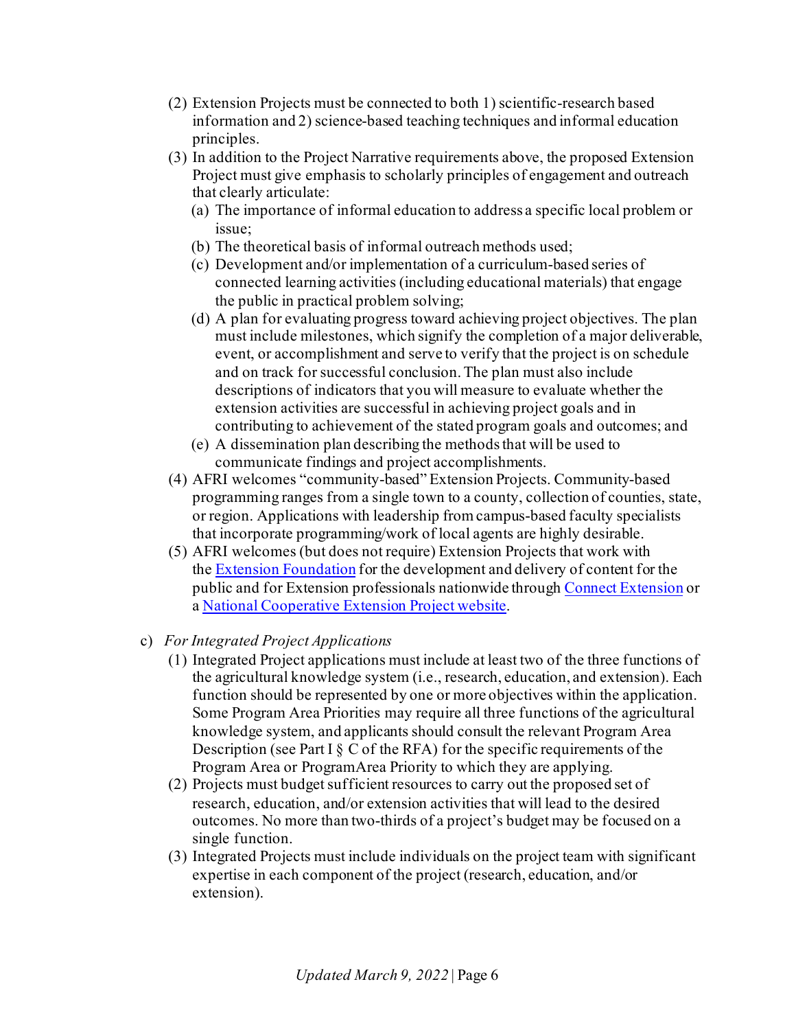(2) Extension Projects must be connected to both 1) scientific-research based information and 2) science-based teaching techniques and informal education principles.

(3) In addition to the Project Narrative requirements above, the proposed Extension Project must give emphasis to scholarly principles of engagement and outreach that clearly articulate:

   (a) The importance of informal education to address a specific local problem or issue;

   (b) The theoretical basis of informal outreach methods used;

   (c) Development and/or implementation of a curriculum-based series of connected learning activities (including educational materials) that engage the public in practical problem solving;

   (d) A plan for evaluating progress toward achieving project objectives. The plan must include milestones, which signify the completion of a major deliverable, event, or accomplishment and serve to verify that the project is on schedule and on track for successful conclusion. The plan must also include descriptions of indicators that you will measure to evaluate whether the extension activities are successful in achieving project goals and in contributing to achievement of the stated program goals and outcomes; and

   (e) A dissemination plan describing the methods that will be used to communicate findings and project accomplishments.

(4) AFRI welcomes "community-based" Extension Projects. Community-based programming ranges from a single town to a county, collection of counties, state, or region. Applications with leadership from campus-based faculty specialists that incorporate programming/work of local agents are highly desirable.

(5) AFRI welcomes (but does not require) Extension Projects that work with the [Extension Foundation](#) for the development and delivery of content for the public and for Extension professionals nationwide through [Connect Extension](#) or a [National Cooperative Extension Project website](#).

c) *For Integrated Project Applications*

(1) Integrated Project applications must include at least two of the three functions of the agricultural knowledge system (i.e., research, education, and extension). Each function should be represented by one or more objectives within the application. Some Program Area Priorities may require all three functions of the agricultural knowledge system, and applicants should consult the relevant Program Area Description (see Part I § C of the RFA) for the specific requirements of the Program Area or ProgramArea Priority to which they are applying.

(2) Projects must budget sufficient resources to carry out the proposed set of research, education, and/or extension activities that will lead to the desired outcomes. No more than two-thirds of a project's budget may be focused on a single function.

(3) Integrated Projects must include individuals on the project team with significant expertise in each component of the project (research, education, and/or extension).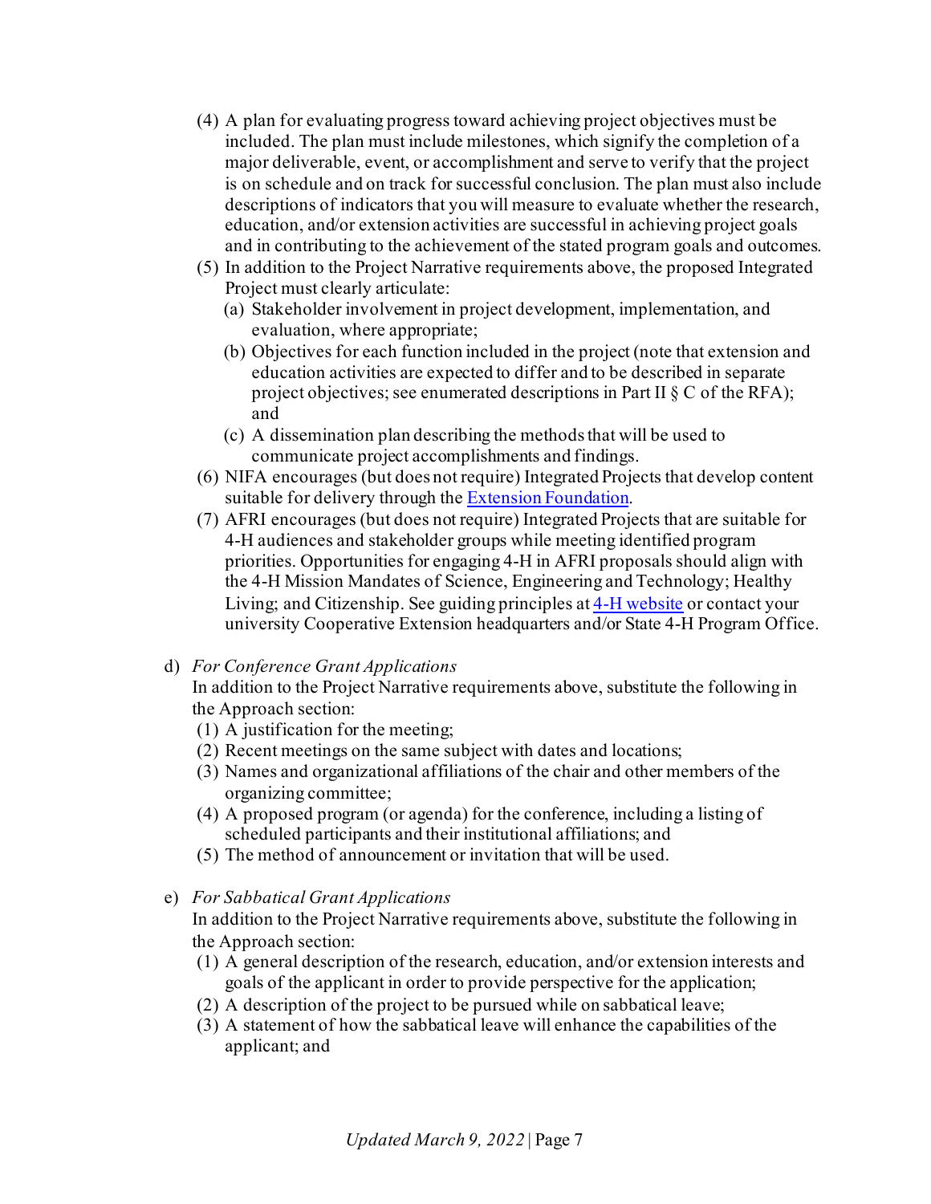(4) A plan for evaluating progress toward achieving project objectives must be included. The plan must include milestones, which signify the completion of a major deliverable, event, or accomplishment and serve to verify that the project is on schedule and on track for successful conclusion. The plan must also include descriptions of indicators that you will measure to evaluate whether the research, education, and/or extension activities are successful in achieving project goals and in contributing to the achievement of the stated program goals and outcomes.

(5) In addition to the Project Narrative requirements above, the proposed Integrated Project must clearly articulate:

   (a) Stakeholder involvement in project development, implementation, and evaluation, where appropriate;

   (b) Objectives for each function included in the project (note that extension and education activities are expected to differ and to be described in separate project objectives; see enumerated descriptions in Part II § C of the RFA); and

   (c) A dissemination plan describing the methods that will be used to communicate project accomplishments and findings.

(6) NIFA encourages (but does not require) Integrated Projects that develop content suitable for delivery through the [Extension Foundation](#).

(7) AFRI encourages (but does not require) Integrated Projects that are suitable for 4-H audiences and stakeholder groups while meeting identified program priorities. Opportunities for engaging 4-H in AFRI proposals should align with the 4-H Mission Mandates of Science, Engineering and Technology; Healthy Living; and Citizenship. See guiding principles at [4-H website](#) or contact your university Cooperative Extension headquarters and/or State 4-H Program Office.

d) *For Conference Grant Applications*

In addition to the Project Narrative requirements above, substitute the following in the Approach section:

(1) A justification for the meeting;

(2) Recent meetings on the same subject with dates and locations;

(3) Names and organizational affiliations of the chair and other members of the organizing committee;

(4) A proposed program (or agenda) for the conference, including a listing of scheduled participants and their institutional affiliations; and

(5) The method of announcement or invitation that will be used.

e) *For Sabbatical Grant Applications*

In addition to the Project Narrative requirements above, substitute the following in the Approach section:

(1) A general description of the research, education, and/or extension interests and goals of the applicant in order to provide perspective for the application;

(2) A description of the project to be pursued while on sabbatical leave;

(3) A statement of how the sabbatical leave will enhance the capabilities of the applicant; and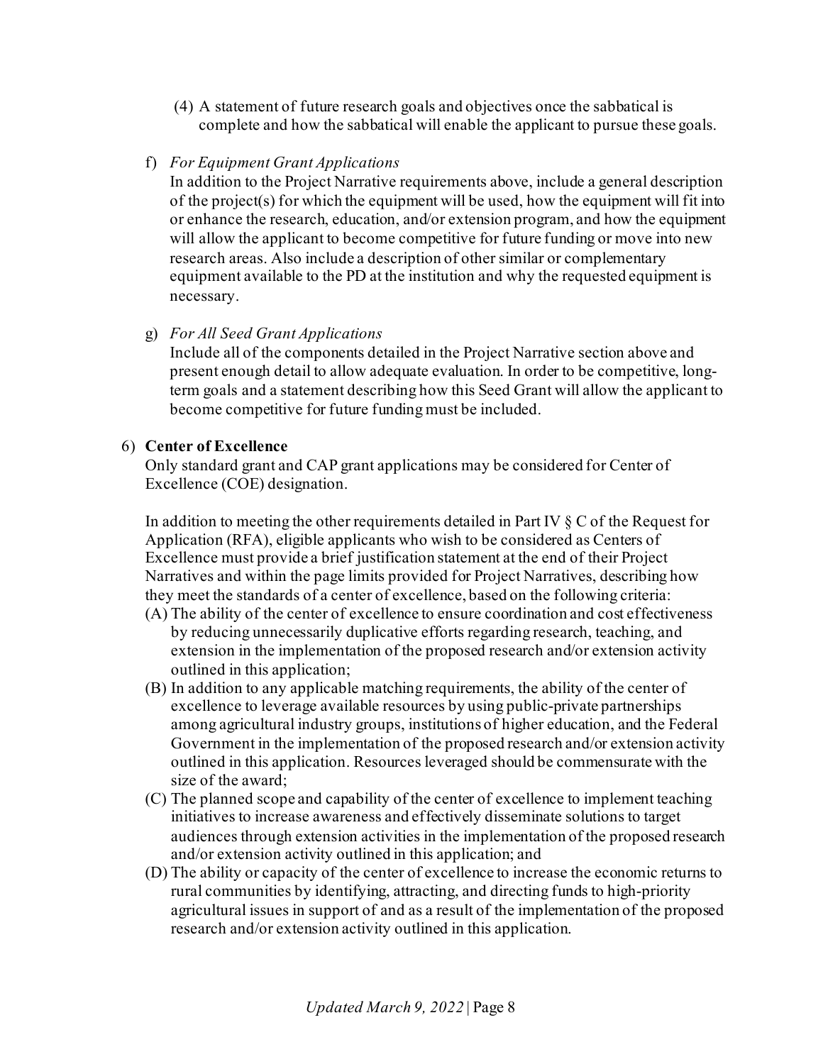(4) A statement of future research goals and objectives once the sabbatical is complete and how the sabbatical will enable the applicant to pursue these goals.

f) *For Equipment Grant Applications*

In addition to the Project Narrative requirements above, include a general description of the project(s) for which the equipment will be used, how the equipment will fit into or enhance the research, education, and/or extension program, and how the equipment will allow the applicant to become competitive for future funding or move into new research areas. Also include a description of other similar or complementary equipment available to the PD at the institution and why the requested equipment is necessary.

g) *For All Seed Grant Applications*

Include all of the components detailed in the Project Narrative section above and present enough detail to allow adequate evaluation. In order to be competitive, long-term goals and a statement describing how this Seed Grant will allow the applicant to become competitive for future funding must be included.

6) **Center of Excellence**

Only standard grant and CAP grant applications may be considered for Center of Excellence (COE) designation.

In addition to meeting the other requirements detailed in Part IV § C of the Request for Application (RFA), eligible applicants who wish to be considered as Centers of Excellence must provide a brief justification statement at the end of their Project Narratives and within the page limits provided for Project Narratives, describing how they meet the standards of a center of excellence, based on the following criteria:

(A) The ability of the center of excellence to ensure coordination and cost effectiveness by reducing unnecessarily duplicative efforts regarding research, teaching, and extension in the implementation of the proposed research and/or extension activity outlined in this application;

(B) In addition to any applicable matching requirements, the ability of the center of excellence to leverage available resources by using public-private partnerships among agricultural industry groups, institutions of higher education, and the Federal Government in the implementation of the proposed research and/or extension activity outlined in this application. Resources leveraged should be commensurate with the size of the award;

(C) The planned scope and capability of the center of excellence to implement teaching initiatives to increase awareness and effectively disseminate solutions to target audiences through extension activities in the implementation of the proposed research and/or extension activity outlined in this application; and

(D) The ability or capacity of the center of excellence to increase the economic returns to rural communities by identifying, attracting, and directing funds to high-priority agricultural issues in support of and as a result of the implementation of the proposed research and/or extension activity outlined in this application.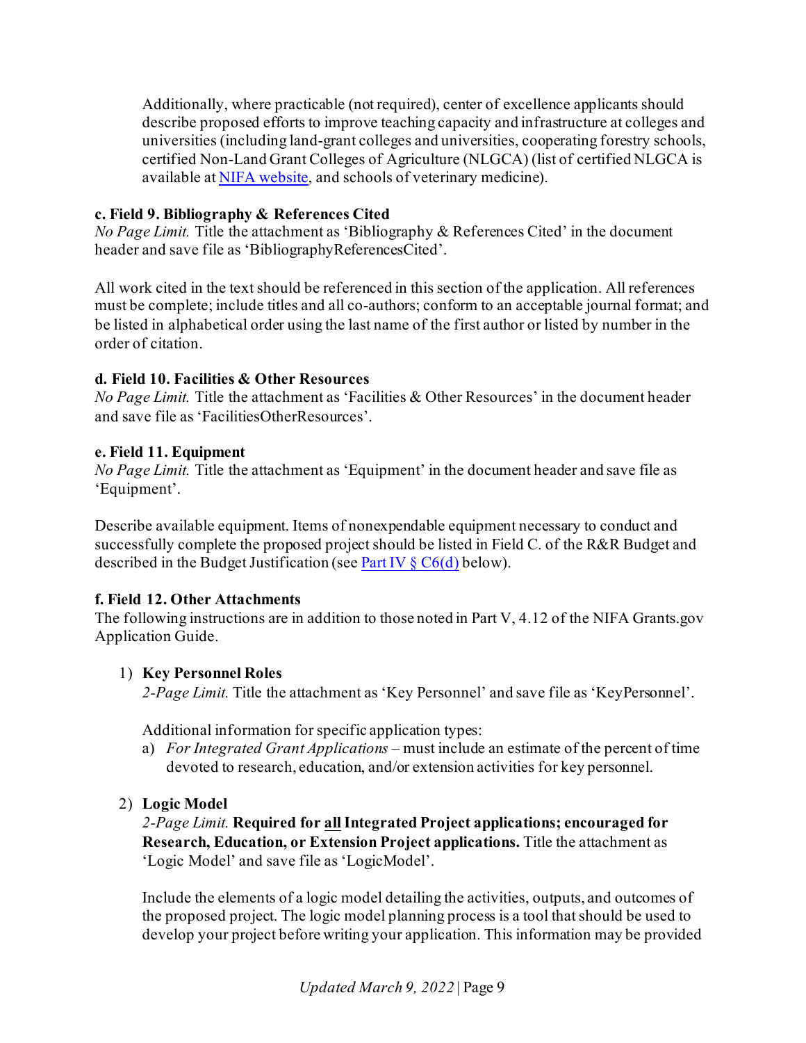Additionally, where practicable (not required), center of excellence applicants should describe proposed efforts to improve teaching capacity and infrastructure at colleges and universities (including land-grant colleges and universities, cooperating forestry schools, certified Non-Land Grant Colleges of Agriculture (NLGCA) (list of certified NLGCA is available at [NIFA website](), and schools of veterinary medicine).

**c. Field 9. Bibliography & References Cited**

*No Page Limit.* Title the attachment as 'Bibliography & References Cited' in the document header and save file as 'BibliographyReferencesCited'.

All work cited in the text should be referenced in this section of the application. All references must be complete; include titles and all co-authors; conform to an acceptable journal format; and be listed in alphabetical order using the last name of the first author or listed by number in the order of citation.

**d. Field 10. Facilities & Other Resources**

*No Page Limit.* Title the attachment as 'Facilities & Other Resources' in the document header and save file as 'FacilitiesOtherResources'.

**e. Field 11. Equipment**

*No Page Limit.* Title the attachment as 'Equipment' in the document header and save file as 'Equipment'.

Describe available equipment. Items of nonexpendable equipment necessary to conduct and successfully complete the proposed project should be listed in Field C. of the R&R Budget and described in the Budget Justification (see [Part IV § C6(d)]() below).

**f. Field 12. Other Attachments**

The following instructions are in addition to those noted in Part V, 4.12 of the NIFA Grants.gov Application Guide.

1) **Key Personnel Roles**

   *2-Page Limit.* Title the attachment as 'Key Personnel' and save file as 'KeyPersonnel'.

   Additional information for specific application types:

   a) *For Integrated Grant Applications* – must include an estimate of the percent of time devoted to research, education, and/or extension activities for key personnel.

2) **Logic Model**

   *2-Page Limit.* **Required for <u>all</u> Integrated Project applications; encouraged for Research, Education, or Extension Project applications.** Title the attachment as 'Logic Model' and save file as 'LogicModel'.

   Include the elements of a logic model detailing the activities, outputs, and outcomes of the proposed project. The logic model planning process is a tool that should be used to develop your project before writing your application. This information may be provided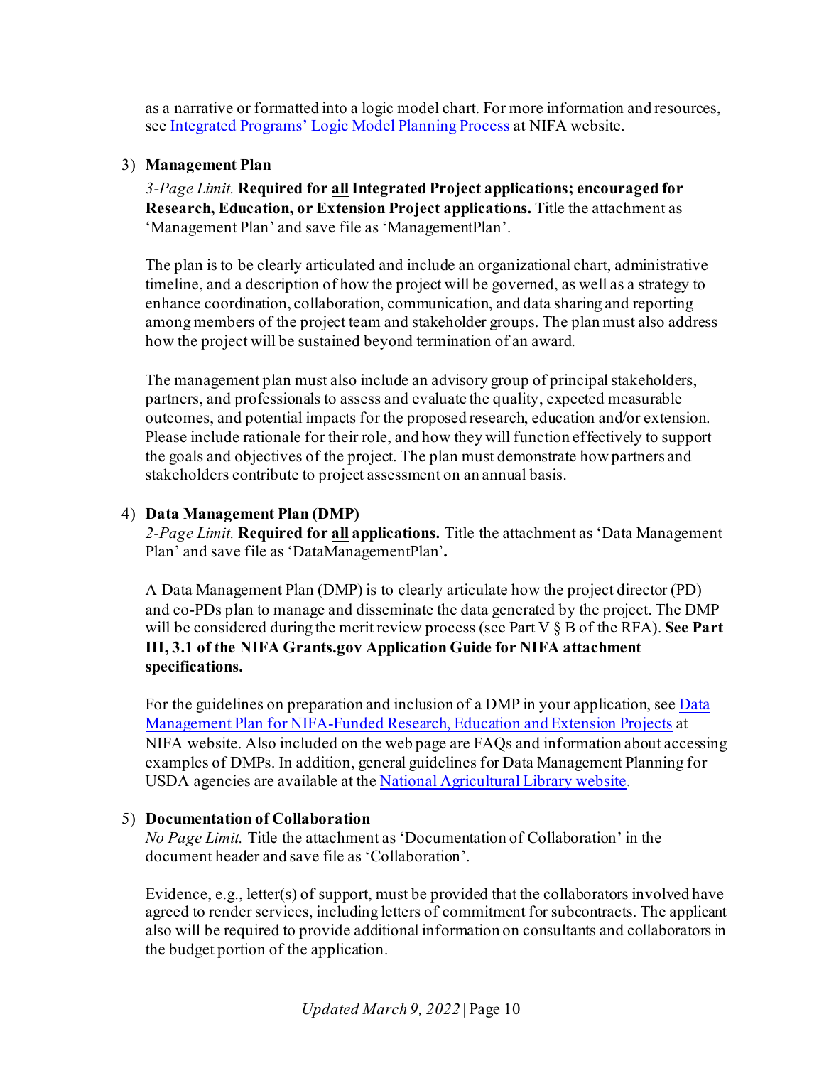as a narrative or formatted into a logic model chart. For more information and resources, see [Integrated Programs' Logic Model Planning Process] at NIFA website.

3) **Management Plan**

   *3-Page Limit.* **Required for all Integrated Project applications; encouraged for Research, Education, or Extension Project applications.** Title the attachment as 'Management Plan' and save file as 'ManagementPlan'.

   The plan is to be clearly articulated and include an organizational chart, administrative timeline, and a description of how the project will be governed, as well as a strategy to enhance coordination, collaboration, communication, and data sharing and reporting among members of the project team and stakeholder groups. The plan must also address how the project will be sustained beyond termination of an award.

   The management plan must also include an advisory group of principal stakeholders, partners, and professionals to assess and evaluate the quality, expected measurable outcomes, and potential impacts for the proposed research, education and/or extension. Please include rationale for their role, and how they will function effectively to support the goals and objectives of the project. The plan must demonstrate how partners and stakeholders contribute to project assessment on an annual basis.

4) **Data Management Plan (DMP)**

   *2-Page Limit.* **Required for all applications.** Title the attachment as 'Data Management Plan' and save file as 'DataManagementPlan'**.**

   A Data Management Plan (DMP) is to clearly articulate how the project director (PD) and co-PDs plan to manage and disseminate the data generated by the project. The DMP will be considered during the merit review process (see Part V § B of the RFA). **See Part III, 3.1 of the NIFA Grants.gov Application Guide for NIFA attachment specifications.**

   For the guidelines on preparation and inclusion of a DMP in your application, see [Data Management Plan for NIFA-Funded Research, Education and Extension Projects] at NIFA website. Also included on the web page are FAQs and information about accessing examples of DMPs. In addition, general guidelines for Data Management Planning for USDA agencies are available at the [National Agricultural Library website].

5) **Documentation of Collaboration**

   *No Page Limit.* Title the attachment as 'Documentation of Collaboration' in the document header and save file as 'Collaboration'.

   Evidence, e.g., letter(s) of support, must be provided that the collaborators involved have agreed to render services, including letters of commitment for subcontracts. The applicant also will be required to provide additional information on consultants and collaborators in the budget portion of the application.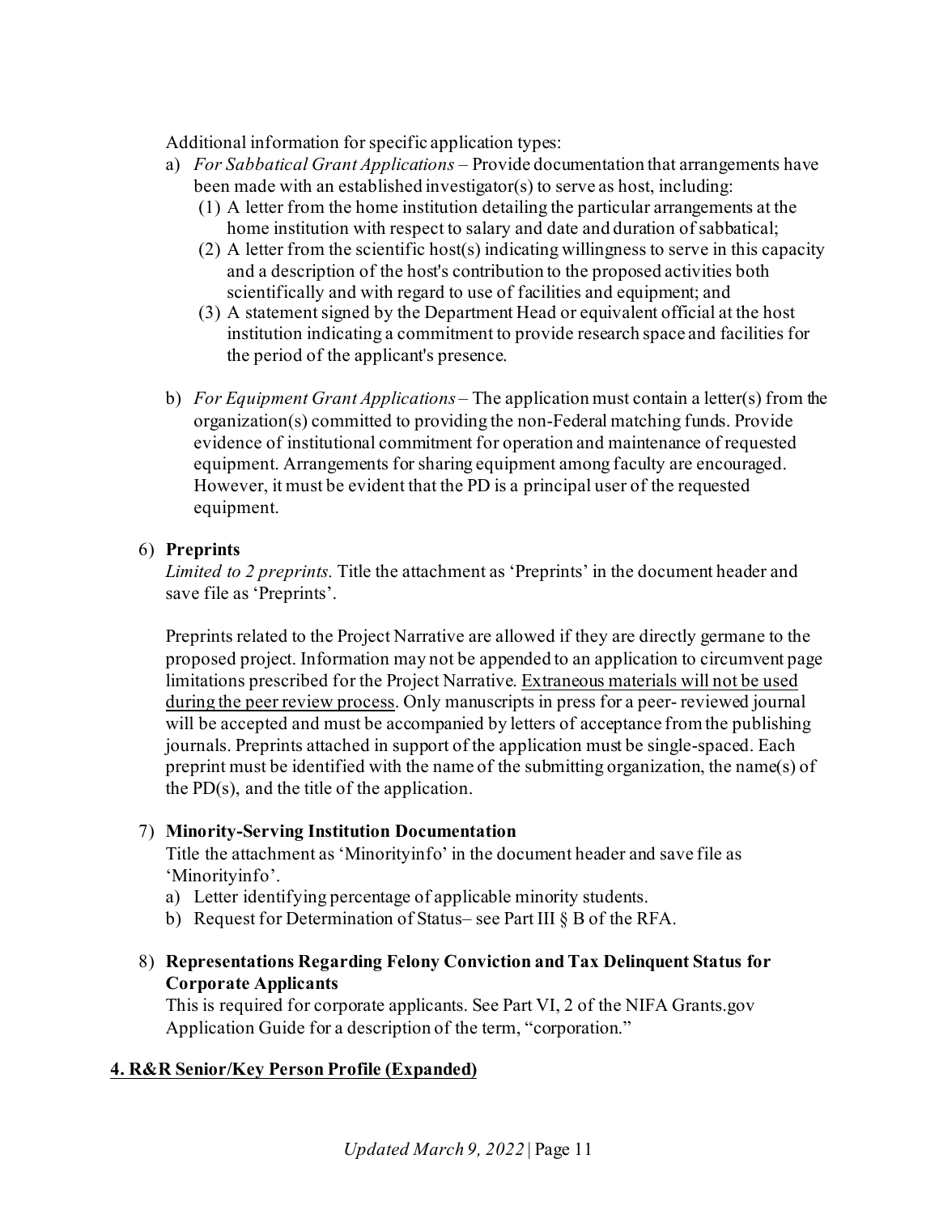Additional information for specific application types:

a) *For Sabbatical Grant Applications* – Provide documentation that arrangements have been made with an established investigator(s) to serve as host, including:
   (1) A letter from the home institution detailing the particular arrangements at the home institution with respect to salary and date and duration of sabbatical;
   (2) A letter from the scientific host(s) indicating willingness to serve in this capacity and a description of the host's contribution to the proposed activities both scientifically and with regard to use of facilities and equipment; and
   (3) A statement signed by the Department Head or equivalent official at the host institution indicating a commitment to provide research space and facilities for the period of the applicant's presence.

b) *For Equipment Grant Applications* – The application must contain a letter(s) from the organization(s) committed to providing the non-Federal matching funds. Provide evidence of institutional commitment for operation and maintenance of requested equipment. Arrangements for sharing equipment among faculty are encouraged. However, it must be evident that the PD is a principal user of the requested equipment.

6) **Preprints**

*Limited to 2 preprints.* Title the attachment as 'Preprints' in the document header and save file as 'Preprints'.

Preprints related to the Project Narrative are allowed if they are directly germane to the proposed project. Information may not be appended to an application to circumvent page limitations prescribed for the Project Narrative. <u>Extraneous materials will not be used during the peer review process</u>. Only manuscripts in press for a peer- reviewed journal will be accepted and must be accompanied by letters of acceptance from the publishing journals. Preprints attached in support of the application must be single-spaced. Each preprint must be identified with the name of the submitting organization, the name(s) of the PD(s), and the title of the application.

7) **Minority-Serving Institution Documentation**

Title the attachment as 'Minorityinfo' in the document header and save file as 'Minorityinfo'.

a) Letter identifying percentage of applicable minority students.
b) Request for Determination of Status– see Part III § B of the RFA.

8) **Representations Regarding Felony Conviction and Tax Delinquent Status for Corporate Applicants**

This is required for corporate applicants. See Part VI, 2 of the NIFA Grants.gov Application Guide for a description of the term, "corporation."

**<u>4. R&R Senior/Key Person Profile (Expanded)</u>**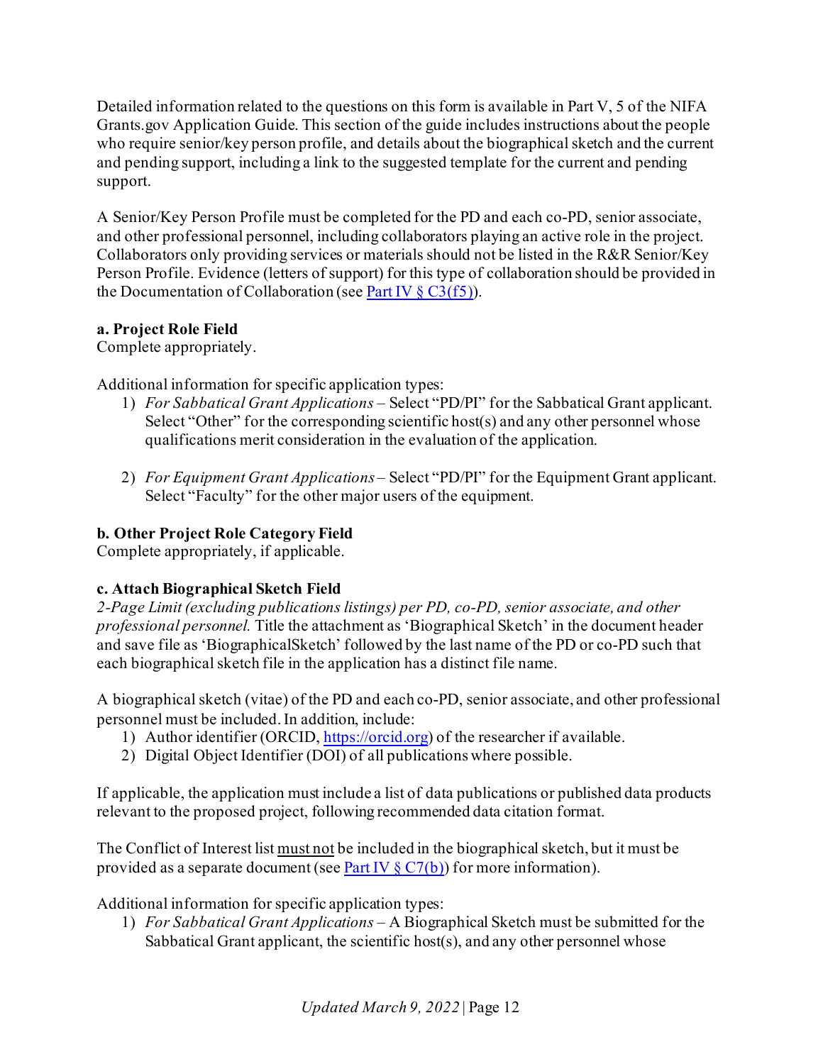Detailed information related to the questions on this form is available in Part V, 5 of the NIFA Grants.gov Application Guide. This section of the guide includes instructions about the people who require senior/key person profile, and details about the biographical sketch and the current and pending support, including a link to the suggested template for the current and pending support.

A Senior/Key Person Profile must be completed for the PD and each co-PD, senior associate, and other professional personnel, including collaborators playing an active role in the project. Collaborators only providing services or materials should not be listed in the R&R Senior/Key Person Profile. Evidence (letters of support) for this type of collaboration should be provided in the Documentation of Collaboration (see [Part IV § C3(f5)](#)).

**a. Project Role Field**
Complete appropriately.

Additional information for specific application types:

1) *For Sabbatical Grant Applications* – Select "PD/PI" for the Sabbatical Grant applicant. Select "Other" for the corresponding scientific host(s) and any other personnel whose qualifications merit consideration in the evaluation of the application.

2) *For Equipment Grant Applications* – Select "PD/PI" for the Equipment Grant applicant. Select "Faculty" for the other major users of the equipment.

**b. Other Project Role Category Field**
Complete appropriately, if applicable.

**c. Attach Biographical Sketch Field**
*2-Page Limit (excluding publications listings) per PD, co-PD, senior associate, and other professional personnel.* Title the attachment as 'Biographical Sketch' in the document header and save file as 'BiographicalSketch' followed by the last name of the PD or co-PD such that each biographical sketch file in the application has a distinct file name.

A biographical sketch (vitae) of the PD and each co-PD, senior associate, and other professional personnel must be included. In addition, include:

1) Author identifier (ORCID, [https://orcid.org](https://orcid.org)) of the researcher if available.
2) Digital Object Identifier (DOI) of all publications where possible.

If applicable, the application must include a list of data publications or published data products relevant to the proposed project, following recommended data citation format.

The Conflict of Interest list <u>must not</u> be included in the biographical sketch, but it must be provided as a separate document (see [Part IV § C7(b)](#)) for more information).

Additional information for specific application types:

1) *For Sabbatical Grant Applications* – A Biographical Sketch must be submitted for the Sabbatical Grant applicant, the scientific host(s), and any other personnel whose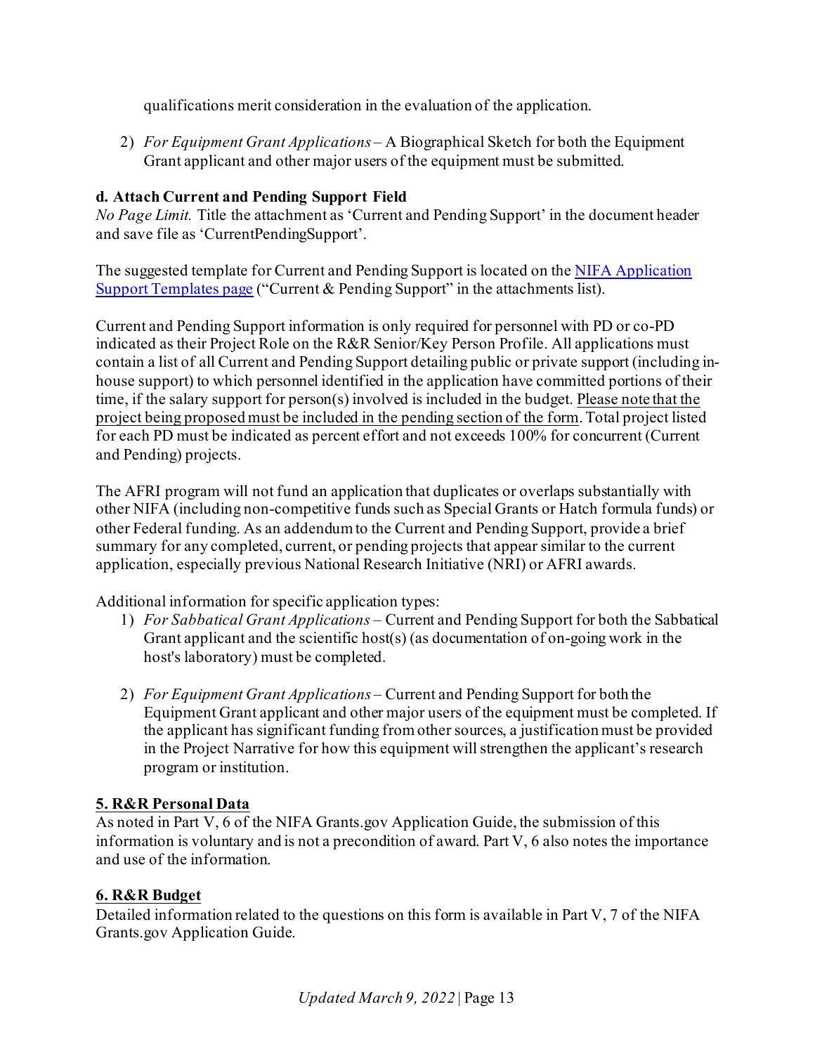qualifications merit consideration in the evaluation of the application.

2) *For Equipment Grant Applications* – A Biographical Sketch for both the Equipment Grant applicant and other major users of the equipment must be submitted.

**d. Attach Current and Pending Support Field**

*No Page Limit.* Title the attachment as 'Current and Pending Support' in the document header and save file as 'CurrentPendingSupport'.

The suggested template for Current and Pending Support is located on the [NIFA Application Support Templates page](#) ("Current & Pending Support" in the attachments list).

Current and Pending Support information is only required for personnel with PD or co-PD indicated as their Project Role on the R&R Senior/Key Person Profile. All applications must contain a list of all Current and Pending Support detailing public or private support (including in-house support) to which personnel identified in the application have committed portions of their time, if the salary support for person(s) involved is included in the budget. <u>Please note that the project being proposed must be included in the pending section of the form</u>. Total project listed for each PD must be indicated as percent effort and not exceeds 100% for concurrent (Current and Pending) projects.

The AFRI program will not fund an application that duplicates or overlaps substantially with other NIFA (including non-competitive funds such as Special Grants or Hatch formula funds) or other Federal funding. As an addendum to the Current and Pending Support, provide a brief summary for any completed, current, or pending projects that appear similar to the current application, especially previous National Research Initiative (NRI) or AFRI awards.

Additional information for specific application types:

1) *For Sabbatical Grant Applications* – Current and Pending Support for both the Sabbatical Grant applicant and the scientific host(s) (as documentation of on-going work in the host's laboratory) must be completed.

2) *For Equipment Grant Applications* – Current and Pending Support for both the Equipment Grant applicant and other major users of the equipment must be completed. If the applicant has significant funding from other sources, a justification must be provided in the Project Narrative for how this equipment will strengthen the applicant's research program or institution.

### 5. R&R Personal Data

As noted in Part V, 6 of the NIFA Grants.gov Application Guide, the submission of this information is voluntary and is not a precondition of award. Part V, 6 also notes the importance and use of the information.

### 6. R&R Budget

Detailed information related to the questions on this form is available in Part V, 7 of the NIFA Grants.gov Application Guide.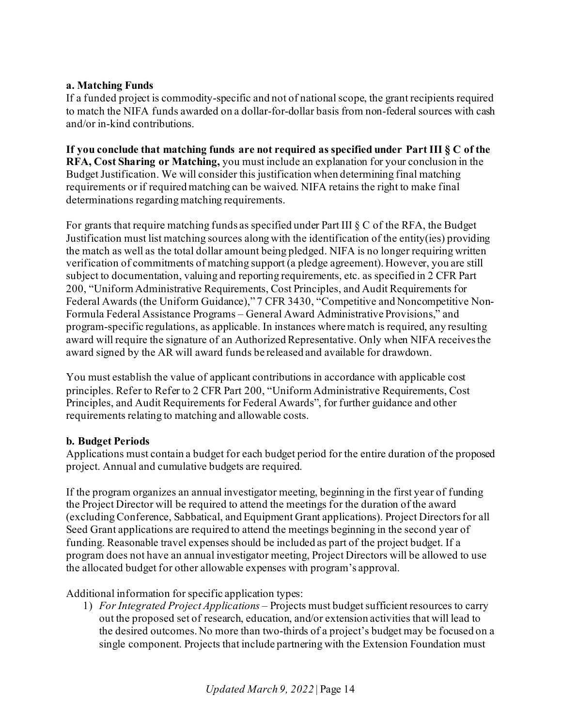**a. Matching Funds**

If a funded project is commodity-specific and not of national scope, the grant recipients required to match the NIFA funds awarded on a dollar-for-dollar basis from non-federal sources with cash and/or in-kind contributions.

**If you conclude that matching funds are not required as specified under Part III § C of the RFA, Cost Sharing or Matching,** you must include an explanation for your conclusion in the Budget Justification. We will consider this justification when determining final matching requirements or if required matching can be waived. NIFA retains the right to make final determinations regarding matching requirements.

For grants that require matching funds as specified under Part III § C of the RFA, the Budget Justification must list matching sources along with the identification of the entity(ies) providing the match as well as the total dollar amount being pledged. NIFA is no longer requiring written verification of commitments of matching support (a pledge agreement). However, you are still subject to documentation, valuing and reporting requirements, etc. as specified in 2 CFR Part 200, "Uniform Administrative Requirements, Cost Principles, and Audit Requirements for Federal Awards (the Uniform Guidance)," 7 CFR 3430, "Competitive and Noncompetitive Non-Formula Federal Assistance Programs – General Award Administrative Provisions," and program-specific regulations, as applicable. In instances where match is required, any resulting award will require the signature of an Authorized Representative. Only when NIFA receives the award signed by the AR will award funds be released and available for drawdown.

You must establish the value of applicant contributions in accordance with applicable cost principles. Refer to Refer to 2 CFR Part 200, "Uniform Administrative Requirements, Cost Principles, and Audit Requirements for Federal Awards", for further guidance and other requirements relating to matching and allowable costs.

**b. Budget Periods**

Applications must contain a budget for each budget period for the entire duration of the proposed project. Annual and cumulative budgets are required.

If the program organizes an annual investigator meeting, beginning in the first year of funding the Project Director will be required to attend the meetings for the duration of the award (excluding Conference, Sabbatical, and Equipment Grant applications). Project Directors for all Seed Grant applications are required to attend the meetings beginning in the second year of funding. Reasonable travel expenses should be included as part of the project budget. If a program does not have an annual investigator meeting, Project Directors will be allowed to use the allocated budget for other allowable expenses with program's approval.

Additional information for specific application types:

1) *For Integrated Project Applications* – Projects must budget sufficient resources to carry out the proposed set of research, education, and/or extension activities that will lead to the desired outcomes. No more than two-thirds of a project's budget may be focused on a single component. Projects that include partnering with the Extension Foundation must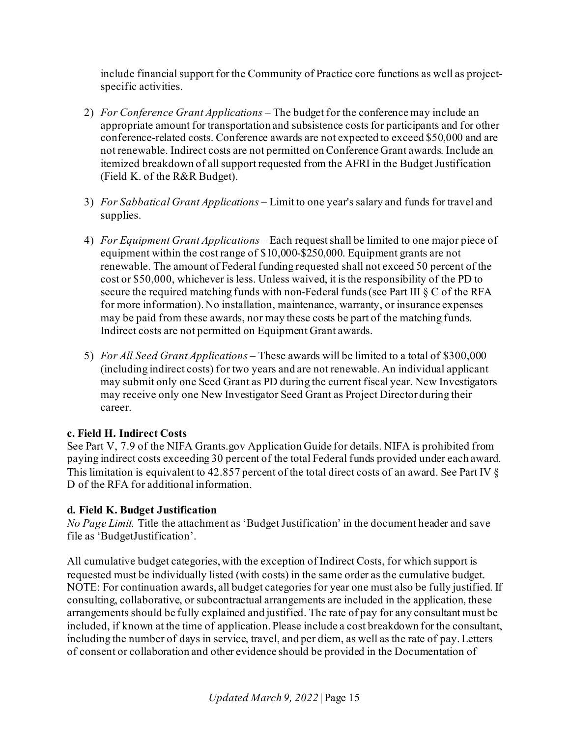include financial support for the Community of Practice core functions as well as project-specific activities.

2) *For Conference Grant Applications* – The budget for the conference may include an appropriate amount for transportation and subsistence costs for participants and for other conference-related costs. Conference awards are not expected to exceed $50,000 and are not renewable. Indirect costs are not permitted on Conference Grant awards. Include an itemized breakdown of all support requested from the AFRI in the Budget Justification (Field K. of the R&R Budget).

3) *For Sabbatical Grant Applications* – Limit to one year's salary and funds for travel and supplies.

4) *For Equipment Grant Applications* – Each request shall be limited to one major piece of equipment within the cost range of $10,000-$250,000. Equipment grants are not renewable. The amount of Federal funding requested shall not exceed 50 percent of the cost or $50,000, whichever is less. Unless waived, it is the responsibility of the PD to secure the required matching funds with non-Federal funds (see Part III § C of the RFA for more information). No installation, maintenance, warranty, or insurance expenses may be paid from these awards, nor may these costs be part of the matching funds. Indirect costs are not permitted on Equipment Grant awards.

5) *For All Seed Grant Applications* – These awards will be limited to a total of $300,000 (including indirect costs) for two years and are not renewable. An individual applicant may submit only one Seed Grant as PD during the current fiscal year. New Investigators may receive only one New Investigator Seed Grant as Project Director during their career.

**c. Field H. Indirect Costs**

See Part V, 7.9 of the NIFA Grants.gov Application Guide for details. NIFA is prohibited from paying indirect costs exceeding 30 percent of the total Federal funds provided under each award. This limitation is equivalent to 42.857 percent of the total direct costs of an award. See Part IV § D of the RFA for additional information.

**d. Field K. Budget Justification**

*No Page Limit.* Title the attachment as 'Budget Justification' in the document header and save file as 'BudgetJustification'.

All cumulative budget categories, with the exception of Indirect Costs, for which support is requested must be individually listed (with costs) in the same order as the cumulative budget. NOTE: For continuation awards, all budget categories for year one must also be fully justified. If consulting, collaborative, or subcontractual arrangements are included in the application, these arrangements should be fully explained and justified. The rate of pay for any consultant must be included, if known at the time of application. Please include a cost breakdown for the consultant, including the number of days in service, travel, and per diem, as well as the rate of pay. Letters of consent or collaboration and other evidence should be provided in the Documentation of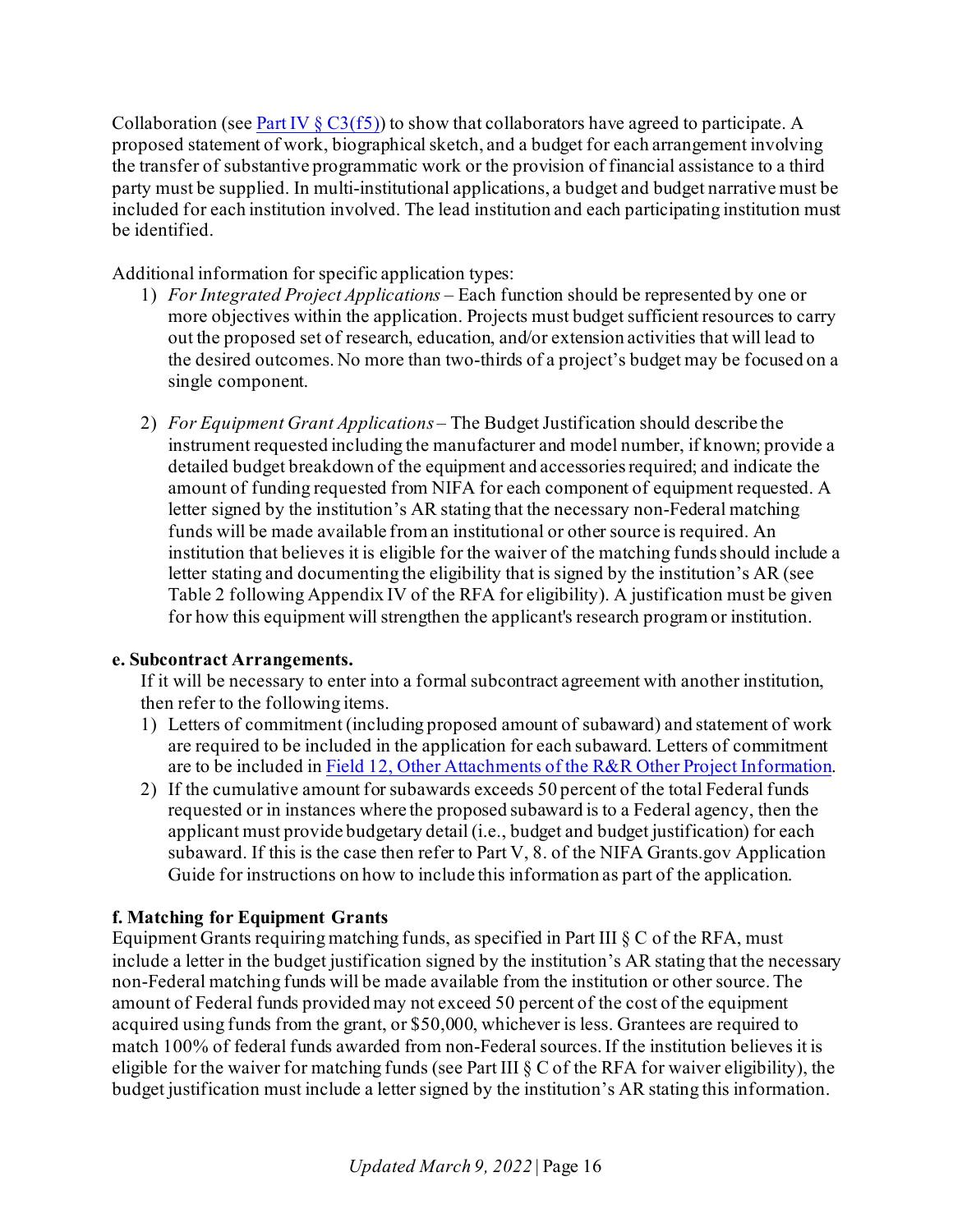Collaboration (see Part IV § C3(f5)) to show that collaborators have agreed to participate. A proposed statement of work, biographical sketch, and a budget for each arrangement involving the transfer of substantive programmatic work or the provision of financial assistance to a third party must be supplied. In multi-institutional applications, a budget and budget narrative must be included for each institution involved. The lead institution and each participating institution must be identified.

Additional information for specific application types:

1) *For Integrated Project Applications* – Each function should be represented by one or more objectives within the application. Projects must budget sufficient resources to carry out the proposed set of research, education, and/or extension activities that will lead to the desired outcomes. No more than two-thirds of a project's budget may be focused on a single component.

2) *For Equipment Grant Applications* – The Budget Justification should describe the instrument requested including the manufacturer and model number, if known; provide a detailed budget breakdown of the equipment and accessories required; and indicate the amount of funding requested from NIFA for each component of equipment requested. A letter signed by the institution's AR stating that the necessary non-Federal matching funds will be made available from an institutional or other source is required. An institution that believes it is eligible for the waiver of the matching funds should include a letter stating and documenting the eligibility that is signed by the institution's AR (see Table 2 following Appendix IV of the RFA for eligibility). A justification must be given for how this equipment will strengthen the applicant's research program or institution.

**e. Subcontract Arrangements.**

If it will be necessary to enter into a formal subcontract agreement with another institution, then refer to the following items.

1) Letters of commitment (including proposed amount of subaward) and statement of work are required to be included in the application for each subaward. Letters of commitment are to be included in Field 12, Other Attachments of the R&R Other Project Information.
2) If the cumulative amount for subawards exceeds 50 percent of the total Federal funds requested or in instances where the proposed subaward is to a Federal agency, then the applicant must provide budgetary detail (i.e., budget and budget justification) for each subaward. If this is the case then refer to Part V, 8. of the NIFA Grants.gov Application Guide for instructions on how to include this information as part of the application.

**f. Matching for Equipment Grants**

Equipment Grants requiring matching funds, as specified in Part III § C of the RFA, must include a letter in the budget justification signed by the institution's AR stating that the necessary non-Federal matching funds will be made available from the institution or other source. The amount of Federal funds provided may not exceed 50 percent of the cost of the equipment acquired using funds from the grant, or $50,000, whichever is less. Grantees are required to match 100% of federal funds awarded from non-Federal sources. If the institution believes it is eligible for the waiver for matching funds (see Part III § C of the RFA for waiver eligibility), the budget justification must include a letter signed by the institution's AR stating this information.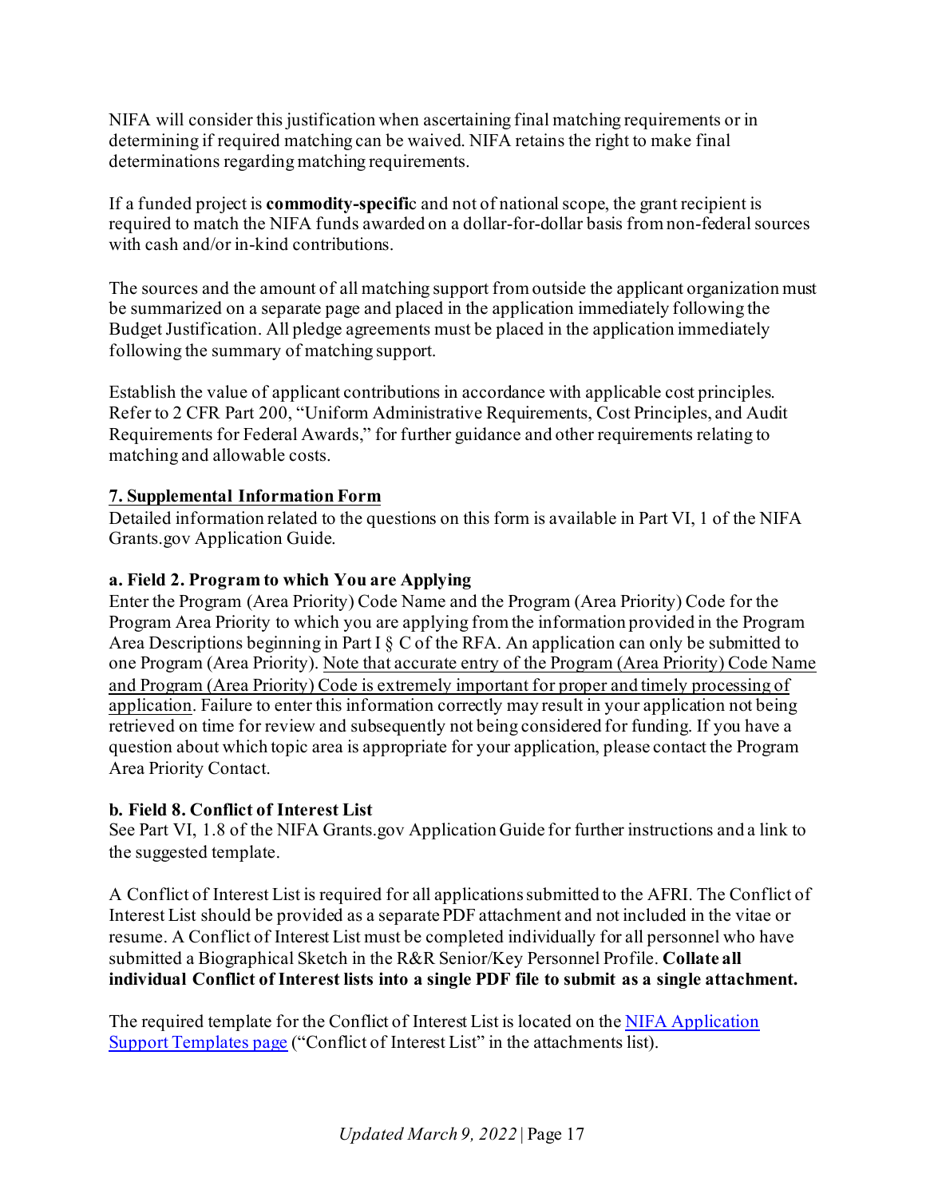NIFA will consider this justification when ascertaining final matching requirements or in determining if required matching can be waived. NIFA retains the right to make final determinations regarding matching requirements.

If a funded project is **commodity-specific** and not of national scope, the grant recipient is required to match the NIFA funds awarded on a dollar-for-dollar basis from non-federal sources with cash and/or in-kind contributions.

The sources and the amount of all matching support from outside the applicant organization must be summarized on a separate page and placed in the application immediately following the Budget Justification. All pledge agreements must be placed in the application immediately following the summary of matching support.

Establish the value of applicant contributions in accordance with applicable cost principles. Refer to 2 CFR Part 200, "Uniform Administrative Requirements, Cost Principles, and Audit Requirements for Federal Awards," for further guidance and other requirements relating to matching and allowable costs.

### 7. Supplemental Information Form

Detailed information related to the questions on this form is available in Part VI, 1 of the NIFA Grants.gov Application Guide.

#### a. Field 2. Program to which You are Applying

Enter the Program (Area Priority) Code Name and the Program (Area Priority) Code for the Program Area Priority to which you are applying from the information provided in the Program Area Descriptions beginning in Part I § C of the RFA. An application can only be submitted to one Program (Area Priority). Note that accurate entry of the Program (Area Priority) Code Name and Program (Area Priority) Code is extremely important for proper and timely processing of application. Failure to enter this information correctly may result in your application not being retrieved on time for review and subsequently not being considered for funding. If you have a question about which topic area is appropriate for your application, please contact the Program Area Priority Contact.

#### b. Field 8. Conflict of Interest List

See Part VI, 1.8 of the NIFA Grants.gov Application Guide for further instructions and a link to the suggested template.

A Conflict of Interest List is required for all applications submitted to the AFRI. The Conflict of Interest List should be provided as a separate PDF attachment and not included in the vitae or resume. A Conflict of Interest List must be completed individually for all personnel who have submitted a Biographical Sketch in the R&R Senior/Key Personnel Profile. **Collate all individual Conflict of Interest lists into a single PDF file to submit as a single attachment.**

The required template for the Conflict of Interest List is located on the NIFA Application Support Templates page ("Conflict of Interest List" in the attachments list).